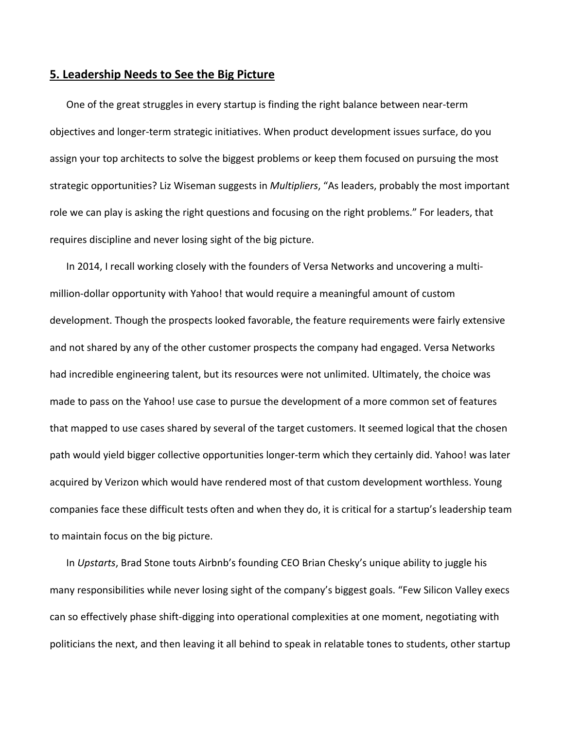## 5. Leadership Needs to See the Big Picture

One of the great struggles in every startup is finding the right balance between near-term objectives and longer-term strategic initiatives. When product development issues surface, do you assign your top architects to solve the biggest problems or keep them focused on pursuing the most strategic opportunities? Liz Wiseman suggests in *Multipliers*, "As leaders, probably the most important role we can play is asking the right questions and focusing on the right problems." For leaders, that requires discipline and never losing sight of the big picture.

In 2014, I recall working closely with the founders of Versa Networks and uncovering a multi-million-dollar opportunity with Yahoo! that would require a meaningful amount of custom development. Though the prospects looked favorable, the feature requirements were fairly extensive and not shared by any of the other customer prospects the company had engaged. Versa Networks had incredible engineering talent, but its resources were not unlimited. Ultimately, the choice was made to pass on the Yahoo! use case to pursue the development of a more common set of features that mapped to use cases shared by several of the target customers. It seemed logical that the chosen path would yield bigger collective opportunities longer-term which they certainly did. Yahoo! was later acquired by Verizon which would have rendered most of that custom development worthless. Young companies face these difficult tests often and when they do, it is critical for a startup's leadership team to maintain focus on the big picture.

In *Upstarts*, Brad Stone touts Airbnb's founding CEO Brian Chesky's unique ability to juggle his many responsibilities while never losing sight of the company's biggest goals. "Few Silicon Valley execs can so effectively phase shift-digging into operational complexities at one moment, negotiating with politicians the next, and then leaving it all behind to speak in relatable tones to students, other startup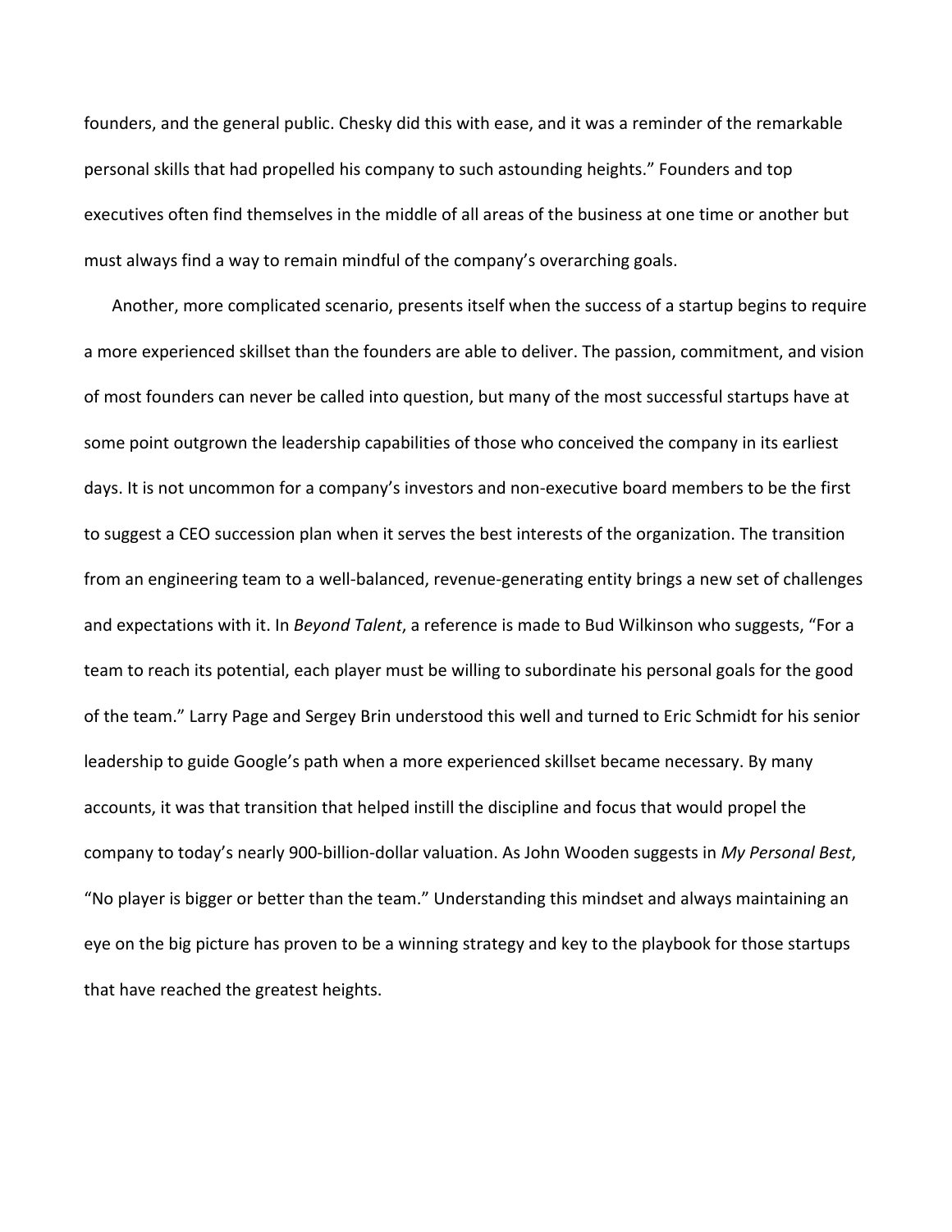founders, and the general public. Chesky did this with ease, and it was a reminder of the remarkable personal skills that had propelled his company to such astounding heights." Founders and top executives often find themselves in the middle of all areas of the business at one time or another but must always find a way to remain mindful of the company's overarching goals.

Another, more complicated scenario, presents itself when the success of a startup begins to require a more experienced skillset than the founders are able to deliver. The passion, commitment, and vision of most founders can never be called into question, but many of the most successful startups have at some point outgrown the leadership capabilities of those who conceived the company in its earliest days. It is not uncommon for a company's investors and non-executive board members to be the first to suggest a CEO succession plan when it serves the best interests of the organization. The transition from an engineering team to a well-balanced, revenue-generating entity brings a new set of challenges and expectations with it. In *Beyond Talent*, a reference is made to Bud Wilkinson who suggests, "For a team to reach its potential, each player must be willing to subordinate his personal goals for the good of the team." Larry Page and Sergey Brin understood this well and turned to Eric Schmidt for his senior leadership to guide Google's path when a more experienced skillset became necessary. By many accounts, it was that transition that helped instill the discipline and focus that would propel the company to today's nearly 900-billion-dollar valuation. As John Wooden suggests in *My Personal Best*, "No player is bigger or better than the team." Understanding this mindset and always maintaining an eye on the big picture has proven to be a winning strategy and key to the playbook for those startups that have reached the greatest heights.